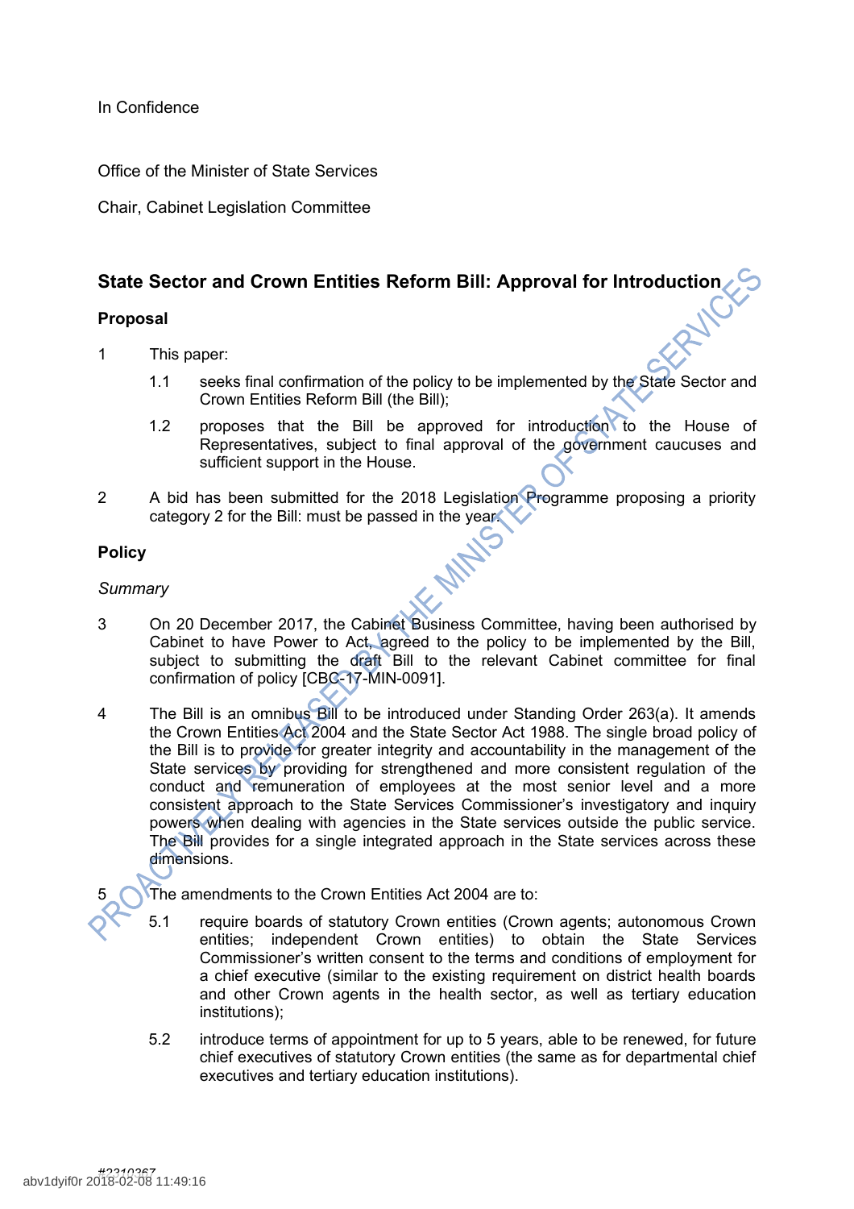In Confidence

Office of the Minister of State Services

Chair, Cabinet Legislation Committee

## State Sector and Crown Entities Reform Bill: Approval for Introduction

### Proposal

1 This paper:

   1.1 seeks final confirmation of the policy to be implemented by the State Sector and Crown Entities Reform Bill (the Bill);

   1.2 proposes that the Bill be approved for introduction to the House of Representatives, subject to final approval of the government caucuses and sufficient support in the House.

2 A bid has been submitted for the 2018 Legislation Programme proposing a priority category 2 for the Bill: must be passed in the year.

### Policy

*Summary*

3 On 20 December 2017, the Cabinet Business Committee, having been authorised by Cabinet to have Power to Act, agreed to the policy to be implemented by the Bill, subject to submitting the draft Bill to the relevant Cabinet committee for final confirmation of policy [CBC-17-MIN-0091].

4 The Bill is an omnibus Bill to be introduced under Standing Order 263(a). It amends the Crown Entities Act 2004 and the State Sector Act 1988. The single broad policy of the Bill is to provide for greater integrity and accountability in the management of the State services by providing for strengthened and more consistent regulation of the conduct and remuneration of employees at the most senior level and a more consistent approach to the State Services Commissioner's investigatory and inquiry powers when dealing with agencies in the State services outside the public service. The Bill provides for a single integrated approach in the State services across these dimensions.

5 The amendments to the Crown Entities Act 2004 are to:

   5.1 require boards of statutory Crown entities (Crown agents; autonomous Crown entities; independent Crown entities) to obtain the State Services Commissioner's written consent to the terms and conditions of employment for a chief executive (similar to the existing requirement on district health boards and other Crown agents in the health sector, as well as tertiary education institutions);

   5.2 introduce terms of appointment for up to 5 years, able to be renewed, for future chief executives of statutory Crown entities (the same as for departmental chief executives and tertiary education institutions).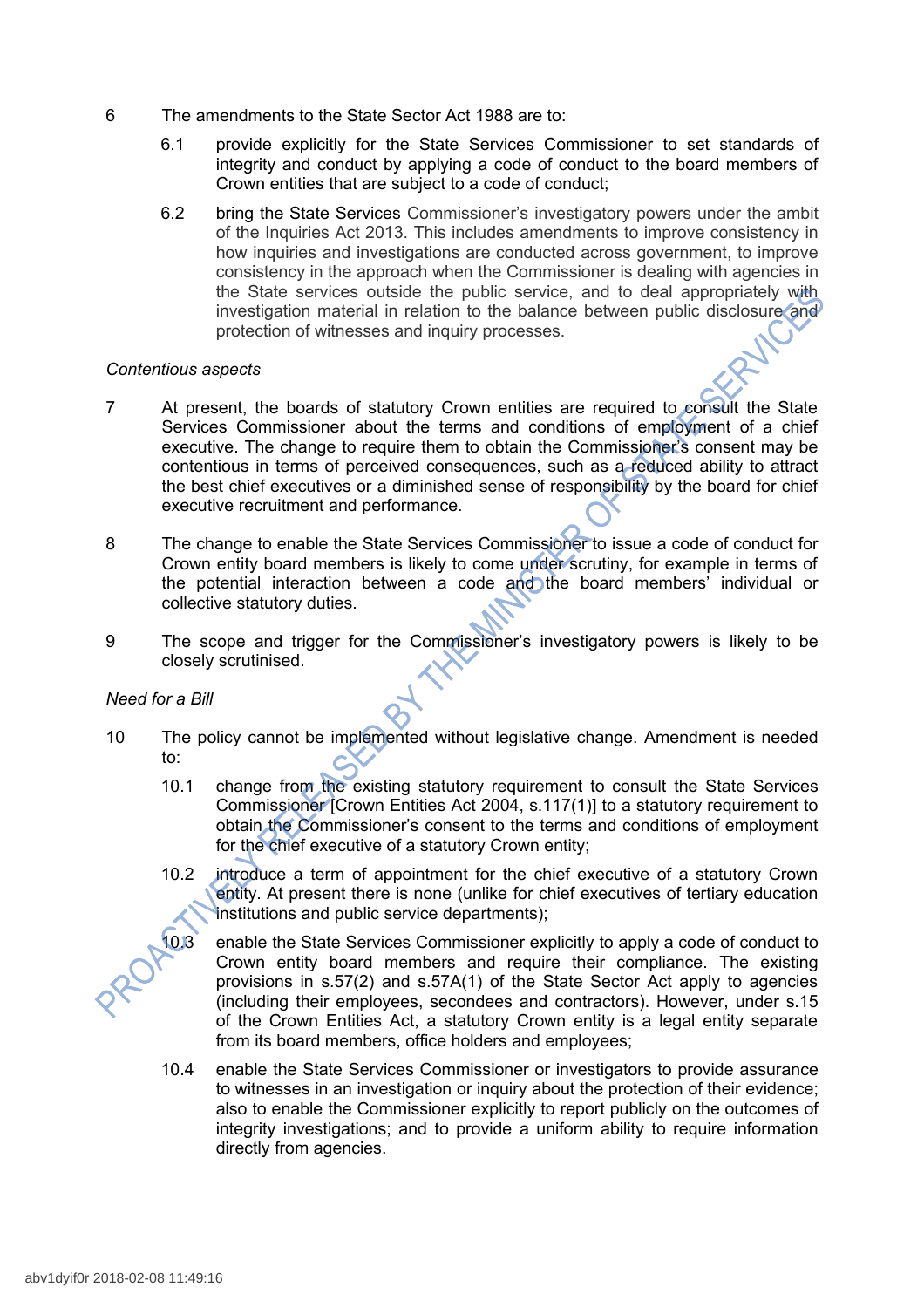6 The amendments to the State Sector Act 1988 are to:

6.1 provide explicitly for the State Services Commissioner to set standards of integrity and conduct by applying a code of conduct to the board members of Crown entities that are subject to a code of conduct;

6.2 bring the State Services Commissioner's investigatory powers under the ambit of the Inquiries Act 2013. This includes amendments to improve consistency in how inquiries and investigations are conducted across government, to improve consistency in the approach when the Commissioner is dealing with agencies in the State services outside the public service, and to deal appropriately with investigation material in relation to the balance between public disclosure and protection of witnesses and inquiry processes.

*Contentious aspects*

7 At present, the boards of statutory Crown entities are required to consult the State Services Commissioner about the terms and conditions of employment of a chief executive. The change to require them to obtain the Commissioner's consent may be contentious in terms of perceived consequences, such as a reduced ability to attract the best chief executives or a diminished sense of responsibility by the board for chief executive recruitment and performance.

8 The change to enable the State Services Commissioner to issue a code of conduct for Crown entity board members is likely to come under scrutiny, for example in terms of the potential interaction between a code and the board members' individual or collective statutory duties.

9 The scope and trigger for the Commissioner's investigatory powers is likely to be closely scrutinised.

*Need for a Bill*

10 The policy cannot be implemented without legislative change. Amendment is needed to:

10.1 change from the existing statutory requirement to consult the State Services Commissioner [Crown Entities Act 2004, s.117(1)] to a statutory requirement to obtain the Commissioner's consent to the terms and conditions of employment for the chief executive of a statutory Crown entity;

10.2 introduce a term of appointment for the chief executive of a statutory Crown entity. At present there is none (unlike for chief executives of tertiary education institutions and public service departments);

10.3 enable the State Services Commissioner explicitly to apply a code of conduct to Crown entity board members and require their compliance. The existing provisions in s.57(2) and s.57A(1) of the State Sector Act apply to agencies (including their employees, secondees and contractors). However, under s.15 of the Crown Entities Act, a statutory Crown entity is a legal entity separate from its board members, office holders and employees;

10.4 enable the State Services Commissioner or investigators to provide assurance to witnesses in an investigation or inquiry about the protection of their evidence; also to enable the Commissioner explicitly to report publicly on the outcomes of integrity investigations; and to provide a uniform ability to require information directly from agencies.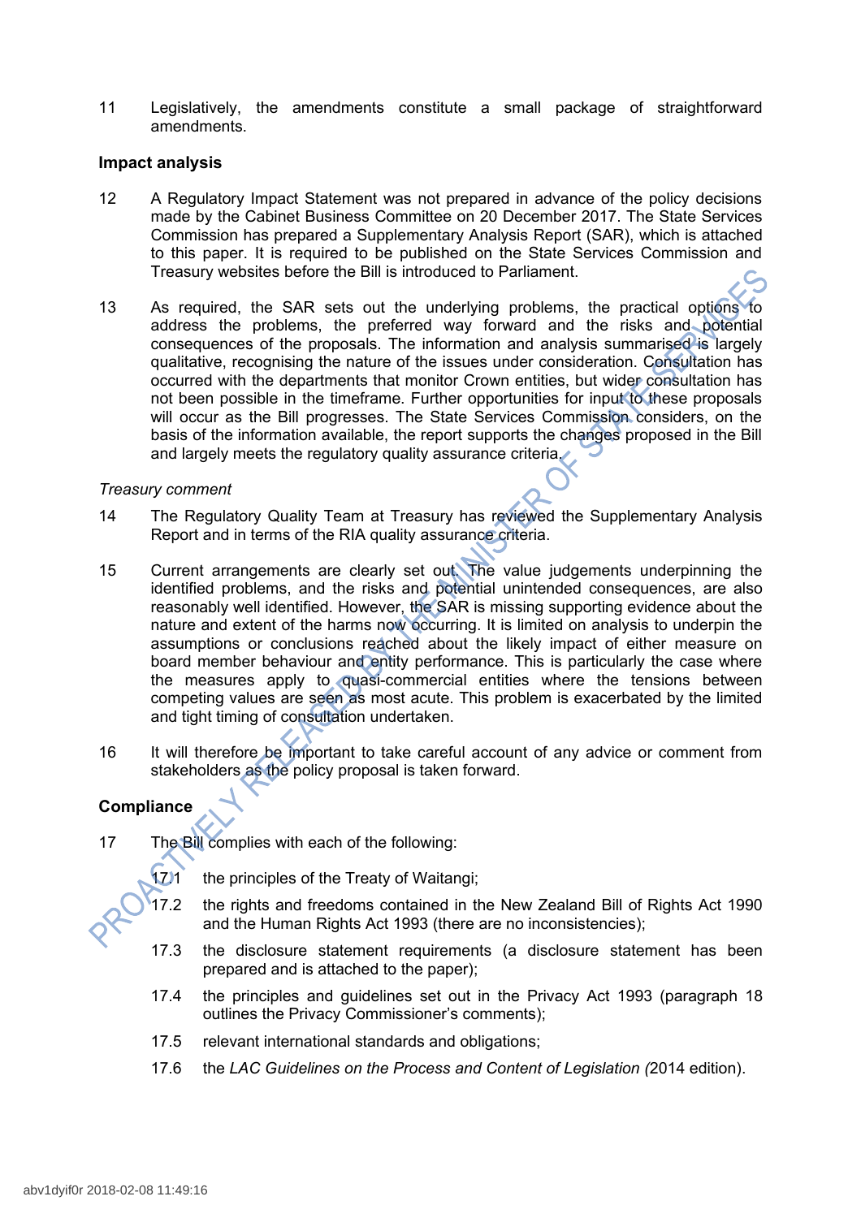11 Legislatively, the amendments constitute a small package of straightforward amendments.

## Impact analysis

12 A Regulatory Impact Statement was not prepared in advance of the policy decisions made by the Cabinet Business Committee on 20 December 2017. The State Services Commission has prepared a Supplementary Analysis Report (SAR), which is attached to this paper. It is required to be published on the State Services Commission and Treasury websites before the Bill is introduced to Parliament.

13 As required, the SAR sets out the underlying problems, the practical options to address the problems, the preferred way forward and the risks and potential consequences of the proposals. The information and analysis summarised is largely qualitative, recognising the nature of the issues under consideration. Consultation has occurred with the departments that monitor Crown entities, but wider consultation has not been possible in the timeframe. Further opportunities for input to these proposals will occur as the Bill progresses. The State Services Commission considers, on the basis of the information available, the report supports the changes proposed in the Bill and largely meets the regulatory quality assurance criteria.

*Treasury comment*

14 The Regulatory Quality Team at Treasury has reviewed the Supplementary Analysis Report and in terms of the RIA quality assurance criteria.

15 Current arrangements are clearly set out. The value judgements underpinning the identified problems, and the risks and potential unintended consequences, are also reasonably well identified. However, the SAR is missing supporting evidence about the nature and extent of the harms now occurring. It is limited on analysis to underpin the assumptions or conclusions reached about the likely impact of either measure on board member behaviour and entity performance. This is particularly the case where the measures apply to quasi-commercial entities where the tensions between competing values are seen as most acute. This problem is exacerbated by the limited and tight timing of consultation undertaken.

16 It will therefore be important to take careful account of any advice or comment from stakeholders as the policy proposal is taken forward.

## Compliance

17 The Bill complies with each of the following:

17.1 the principles of the Treaty of Waitangi;

17.2 the rights and freedoms contained in the New Zealand Bill of Rights Act 1990 and the Human Rights Act 1993 (there are no inconsistencies);

17.3 the disclosure statement requirements (a disclosure statement has been prepared and is attached to the paper);

17.4 the principles and guidelines set out in the Privacy Act 1993 (paragraph 18 outlines the Privacy Commissioner's comments);

17.5 relevant international standards and obligations;

17.6 the *LAC Guidelines on the Process and Content of Legislation (*2014 edition).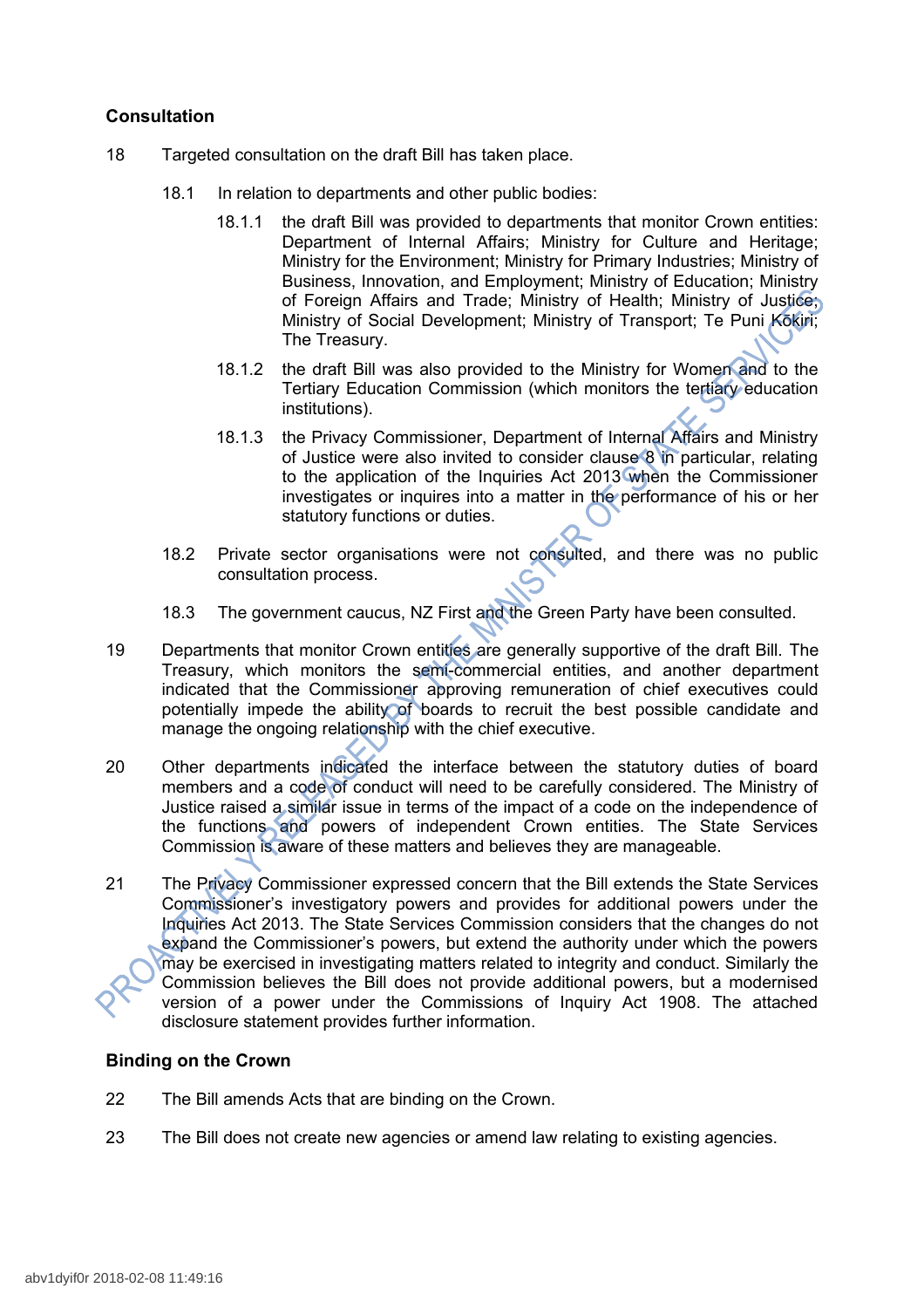## Consultation

18 Targeted consultation on the draft Bill has taken place.

18.1 In relation to departments and other public bodies:

18.1.1 the draft Bill was provided to departments that monitor Crown entities: Department of Internal Affairs; Ministry for Culture and Heritage; Ministry for the Environment; Ministry for Primary Industries; Ministry of Business, Innovation, and Employment; Ministry of Education; Ministry of Foreign Affairs and Trade; Ministry of Health; Ministry of Justice; Ministry of Social Development; Ministry of Transport; Te Puni Kōkiri; The Treasury.

18.1.2 the draft Bill was also provided to the Ministry for Women and to the Tertiary Education Commission (which monitors the tertiary education institutions).

18.1.3 the Privacy Commissioner, Department of Internal Affairs and Ministry of Justice were also invited to consider clause 8 in particular, relating to the application of the Inquiries Act 2013 when the Commissioner investigates or inquires into a matter in the performance of his or her statutory functions or duties.

18.2 Private sector organisations were not consulted, and there was no public consultation process.

18.3 The government caucus, NZ First and the Green Party have been consulted.

19 Departments that monitor Crown entities are generally supportive of the draft Bill. The Treasury, which monitors the semi-commercial entities, and another department indicated that the Commissioner approving remuneration of chief executives could potentially impede the ability of boards to recruit the best possible candidate and manage the ongoing relationship with the chief executive.

20 Other departments indicated the interface between the statutory duties of board members and a code of conduct will need to be carefully considered. The Ministry of Justice raised a similar issue in terms of the impact of a code on the independence of the functions and powers of independent Crown entities. The State Services Commission is aware of these matters and believes they are manageable.

21 The Privacy Commissioner expressed concern that the Bill extends the State Services Commissioner's investigatory powers and provides for additional powers under the Inquiries Act 2013. The State Services Commission considers that the changes do not expand the Commissioner's powers, but extend the authority under which the powers may be exercised in investigating matters related to integrity and conduct. Similarly the Commission believes the Bill does not provide additional powers, but a modernised version of a power under the Commissions of Inquiry Act 1908. The attached disclosure statement provides further information.

## Binding on the Crown

22 The Bill amends Acts that are binding on the Crown.

23 The Bill does not create new agencies or amend law relating to existing agencies.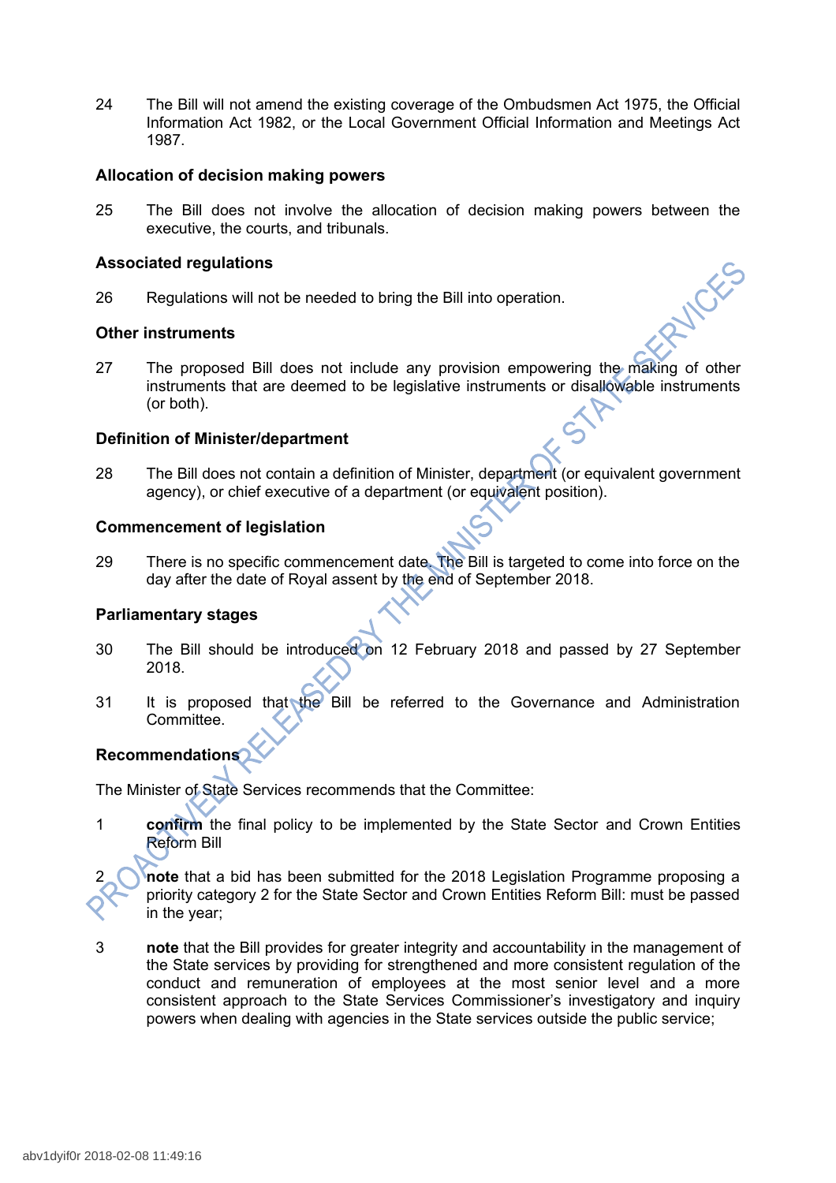24 The Bill will not amend the existing coverage of the Ombudsmen Act 1975, the Official Information Act 1982, or the Local Government Official Information and Meetings Act 1987.

### Allocation of decision making powers

25 The Bill does not involve the allocation of decision making powers between the executive, the courts, and tribunals.

### Associated regulations

26 Regulations will not be needed to bring the Bill into operation.

### Other instruments

27 The proposed Bill does not include any provision empowering the making of other instruments that are deemed to be legislative instruments or disallowable instruments (or both).

### Definition of Minister/department

28 The Bill does not contain a definition of Minister, department (or equivalent government agency), or chief executive of a department (or equivalent position).

### Commencement of legislation

29 There is no specific commencement date. The Bill is targeted to come into force on the day after the date of Royal assent by the end of September 2018.

### Parliamentary stages

30 The Bill should be introduced on 12 February 2018 and passed by 27 September 2018.

31 It is proposed that the Bill be referred to the Governance and Administration Committee.

### Recommendations

The Minister of State Services recommends that the Committee:

1 **confirm** the final policy to be implemented by the State Sector and Crown Entities Reform Bill

2 **note** that a bid has been submitted for the 2018 Legislation Programme proposing a priority category 2 for the State Sector and Crown Entities Reform Bill: must be passed in the year;

3 **note** that the Bill provides for greater integrity and accountability in the management of the State services by providing for strengthened and more consistent regulation of the conduct and remuneration of employees at the most senior level and a more consistent approach to the State Services Commissioner's investigatory and inquiry powers when dealing with agencies in the State services outside the public service;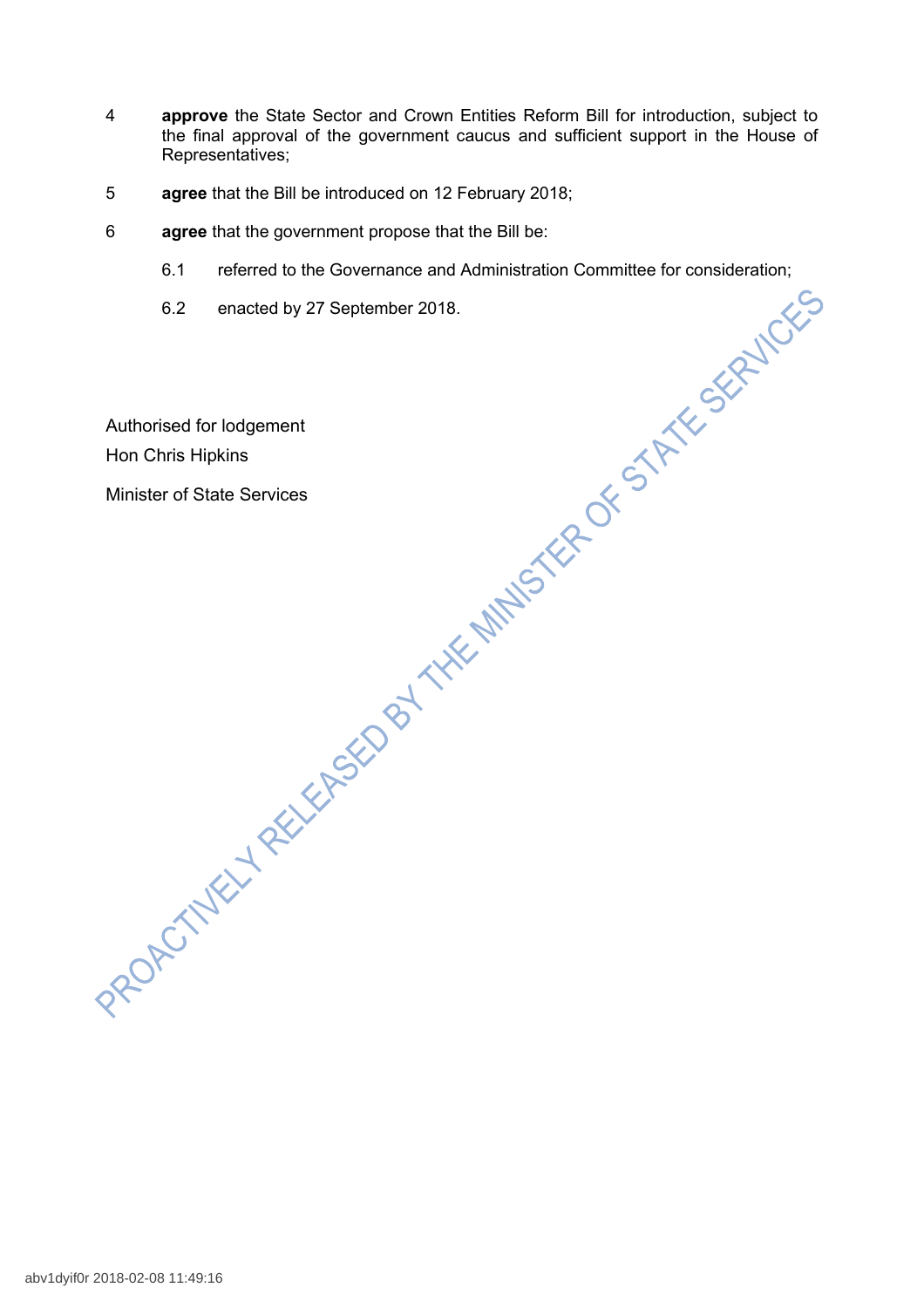4 **approve** the State Sector and Crown Entities Reform Bill for introduction, subject to the final approval of the government caucus and sufficient support in the House of Representatives;

5 **agree** that the Bill be introduced on 12 February 2018;

6 **agree** that the government propose that the Bill be:

6.1 referred to the Governance and Administration Committee for consideration;

6.2 enacted by 27 September 2018.

Authorised for lodgement

Hon Chris Hipkins

Minister of State Services

PROACTIVELY RELEASED BY THE MINISTER OF STATE SERVICES